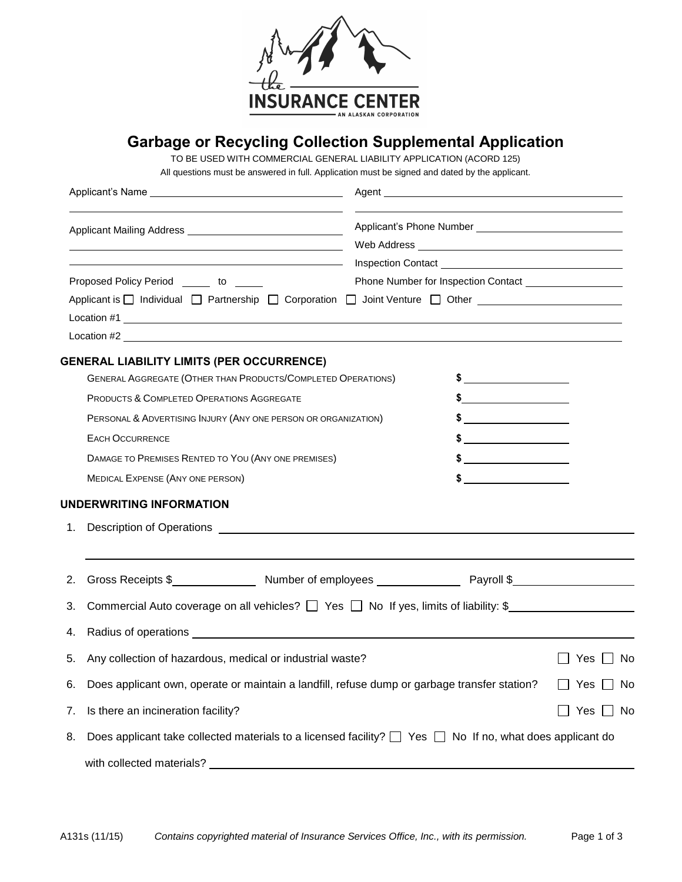# Garbage or Recycling Collection Supplemental Application

TO BE USED WITH COMMERCIAL GENERAL LIABILITY APPLICATION (ACORD 125)

All questions must be answered in full. Application must be signed and dated by the applicant.

Applicant's Name ______________________________ Agent ______________________________

Applicant Mailing Address ______________________________ Applicant's Phone Number ______________________________

Web Address ______________________________

Inspection Contact ______________________________

Proposed Policy Period _____ to _____ Phone Number for Inspection Contact ______________________________

Applicant is ☐ Individual ☐ Partnership ☐ Corporation ☐ Joint Venture ☐ Other ______________________________

Location #1 ______________________________

Location #2 ______________________________

## GENERAL LIABILITY LIMITS (PER OCCURRENCE)

| | |
|---|---|
| General Aggregate (Other than Products/Completed Operations) | $ |
| Products & Completed Operations Aggregate | $ |
| Personal & Advertising Injury (Any one person or organization) | $ |
| Each Occurrence | $ |
| Damage to Premises Rented to You (Any one premises) | $ |
| Medical Expense (Any one person) | $ |

## UNDERWRITING INFORMATION

1. Description of Operations ______________________________
2. Gross Receipts $__________ Number of employees __________ Payroll $__________
3. Commercial Auto coverage on all vehicles? ☐ Yes ☐ No If yes, limits of liability: $__________
4. Radius of operations ______________________________
5. Any collection of hazardous, medical or industrial waste? ☐ Yes ☐ No
6. Does applicant own, operate or maintain a landfill, refuse dump or garbage transfer station? ☐ Yes ☐ No
7. Is there an incineration facility? ☐ Yes ☐ No
8. Does applicant take collected materials to a licensed facility? ☐ Yes ☐ No If no, what does applicant do with collected materials? ______________________________

A131s (11/15) *Contains copyrighted material of Insurance Services Office, Inc., with its permission.*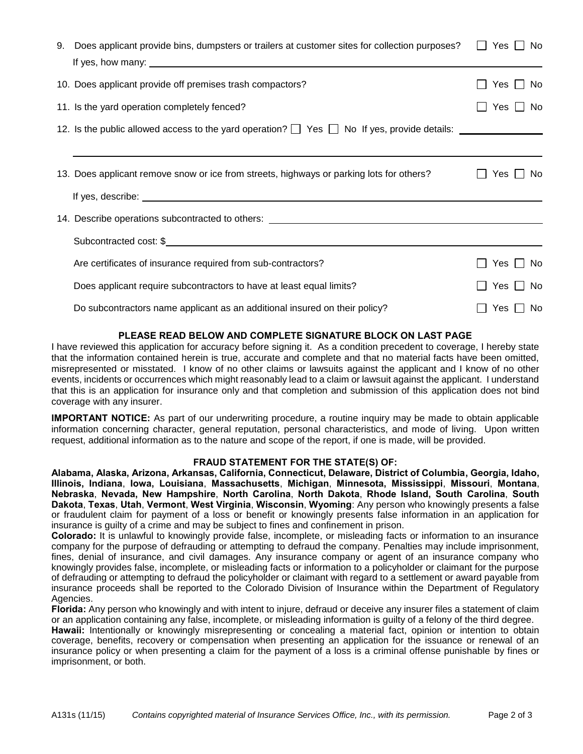9. Does applicant provide bins, dumpsters or trailers at customer sites for collection purposes? ☐ Yes ☐ No

   If yes, how many: ______________________________

10. Does applicant provide off premises trash compactors? ☐ Yes ☐ No

11. Is the yard operation completely fenced? ☐ Yes ☐ No

12. Is the public allowed access to the yard operation? ☐ Yes ☐ No If yes, provide details: ______________________________

    ______________________________

13. Does applicant remove snow or ice from streets, highways or parking lots for others? ☐ Yes ☐ No

    If yes, describe: ______________________________

14. Describe operations subcontracted to others: ______________________________

    Subcontracted cost: $______________________________

    Are certificates of insurance required from sub-contractors? ☐ Yes ☐ No

    Does applicant require subcontractors to have at least equal limits? ☐ Yes ☐ No

    Do subcontractors name applicant as an additional insured on their policy? ☐ Yes ☐ No

**PLEASE READ BELOW AND COMPLETE SIGNATURE BLOCK ON LAST PAGE**

I have reviewed this application for accuracy before signing it. As a condition precedent to coverage, I hereby state that the information contained herein is true, accurate and complete and that no material facts have been omitted, misrepresented or misstated. I know of no other claims or lawsuits against the applicant and I know of no other events, incidents or occurrences which might reasonably lead to a claim or lawsuit against the applicant. I understand that this is an application for insurance only and that completion and submission of this application does not bind coverage with any insurer.

**IMPORTANT NOTICE:** As part of our underwriting procedure, a routine inquiry may be made to obtain applicable information concerning character, general reputation, personal characteristics, and mode of living. Upon written request, additional information as to the nature and scope of the report, if one is made, will be provided.

**FRAUD STATEMENT FOR THE STATE(S) OF:**

**Alabama, Alaska, Arizona, Arkansas, California, Connecticut, Delaware, District of Columbia, Georgia, Idaho, Illinois, Indiana**, **Iowa, Louisiana**, **Massachusetts**, **Michigan**, **Minnesota, Mississippi**, **Missouri**, **Montana**, **Nebraska**, **Nevada, New Hampshire**, **North Carolina**, **North Dakota**, **Rhode Island, South Carolina**, **South Dakota**, **Texas**, **Utah**, **Vermont**, **West Virginia**, **Wisconsin**, **Wyoming**: Any person who knowingly presents a false or fraudulent claim for payment of a loss or benefit or knowingly presents false information in an application for insurance is guilty of a crime and may be subject to fines and confinement in prison.

**Colorado:** It is unlawful to knowingly provide false, incomplete, or misleading facts or information to an insurance company for the purpose of defrauding or attempting to defraud the company. Penalties may include imprisonment, fines, denial of insurance, and civil damages. Any insurance company or agent of an insurance company who knowingly provides false, incomplete, or misleading facts or information to a policyholder or claimant for the purpose of defrauding or attempting to defraud the policyholder or claimant with regard to a settlement or award payable from insurance proceeds shall be reported to the Colorado Division of Insurance within the Department of Regulatory Agencies.

**Florida:** Any person who knowingly and with intent to injure, defraud or deceive any insurer files a statement of claim or an application containing any false, incomplete, or misleading information is guilty of a felony of the third degree.

**Hawaii:** Intentionally or knowingly misrepresenting or concealing a material fact, opinion or intention to obtain coverage, benefits, recovery or compensation when presenting an application for the issuance or renewal of an insurance policy or when presenting a claim for the payment of a loss is a criminal offense punishable by fines or imprisonment, or both.

A131s (11/15) *Contains copyrighted material of Insurance Services Office, Inc., with its permission.*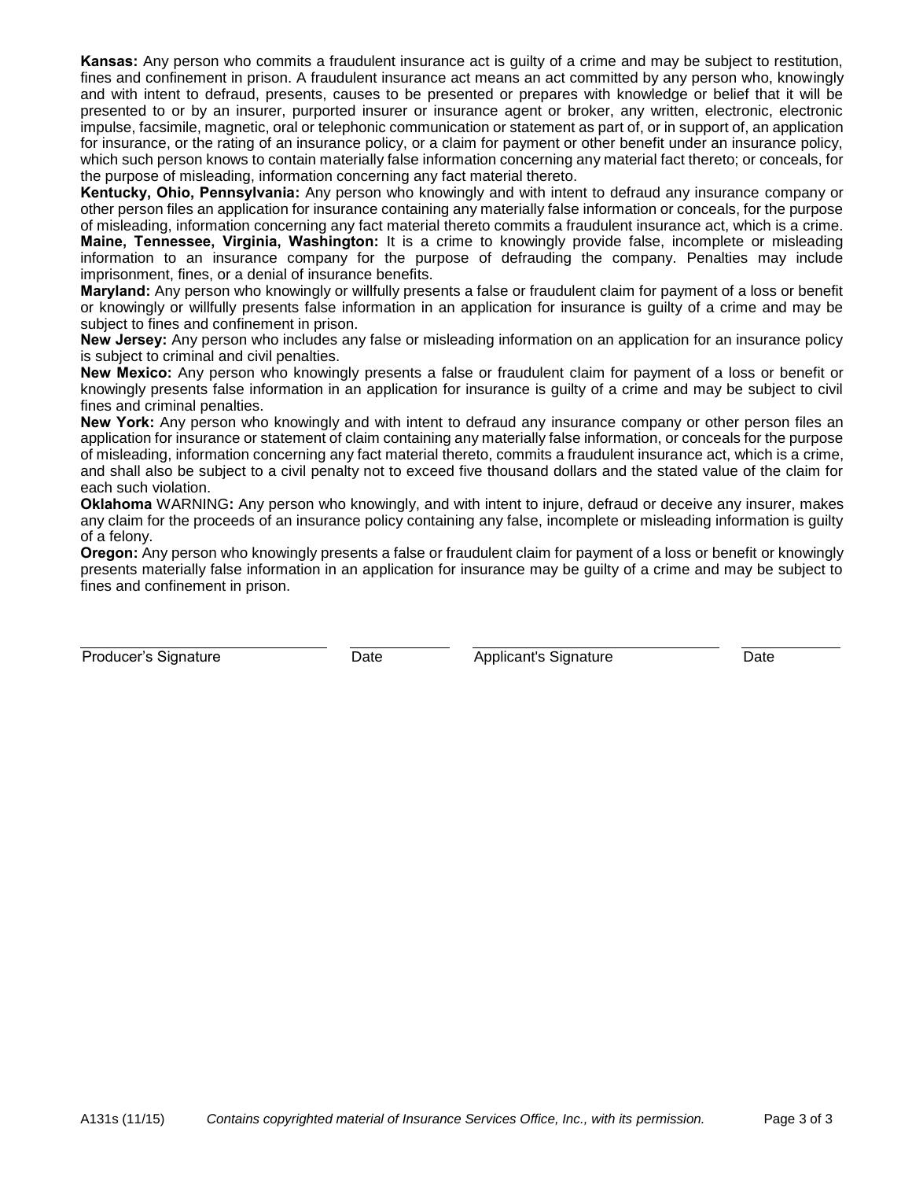**Kansas:** Any person who commits a fraudulent insurance act is guilty of a crime and may be subject to restitution, fines and confinement in prison. A fraudulent insurance act means an act committed by any person who, knowingly and with intent to defraud, presents, causes to be presented or prepares with knowledge or belief that it will be presented to or by an insurer, purported insurer or insurance agent or broker, any written, electronic, electronic impulse, facsimile, magnetic, oral or telephonic communication or statement as part of, or in support of, an application for insurance, or the rating of an insurance policy, or a claim for payment or other benefit under an insurance policy, which such person knows to contain materially false information concerning any material fact thereto; or conceals, for the purpose of misleading, information concerning any fact material thereto.

**Kentucky, Ohio, Pennsylvania:** Any person who knowingly and with intent to defraud any insurance company or other person files an application for insurance containing any materially false information or conceals, for the purpose of misleading, information concerning any fact material thereto commits a fraudulent insurance act, which is a crime.

**Maine, Tennessee, Virginia, Washington:** It is a crime to knowingly provide false, incomplete or misleading information to an insurance company for the purpose of defrauding the company. Penalties may include imprisonment, fines, or a denial of insurance benefits.

**Maryland:** Any person who knowingly or willfully presents a false or fraudulent claim for payment of a loss or benefit or knowingly or willfully presents false information in an application for insurance is guilty of a crime and may be subject to fines and confinement in prison.

**New Jersey:** Any person who includes any false or misleading information on an application for an insurance policy is subject to criminal and civil penalties.

**New Mexico:** Any person who knowingly presents a false or fraudulent claim for payment of a loss or benefit or knowingly presents false information in an application for insurance is guilty of a crime and may be subject to civil fines and criminal penalties.

**New York:** Any person who knowingly and with intent to defraud any insurance company or other person files an application for insurance or statement of claim containing any materially false information, or conceals for the purpose of misleading, information concerning any fact material thereto, commits a fraudulent insurance act, which is a crime, and shall also be subject to a civil penalty not to exceed five thousand dollars and the stated value of the claim for each such violation.

**Oklahoma** WARNING**:** Any person who knowingly, and with intent to injure, defraud or deceive any insurer, makes any claim for the proceeds of an insurance policy containing any false, incomplete or misleading information is guilty of a felony.

**Oregon:** Any person who knowingly presents a false or fraudulent claim for payment of a loss or benefit or knowingly presents materially false information in an application for insurance may be guilty of a crime and may be subject to fines and confinement in prison.

| | | | |
|---|---|---|---|
| Producer's Signature | Date | Applicant's Signature | Date |

A131s (11/15) *Contains copyrighted material of Insurance Services Office, Inc., with its permission.*